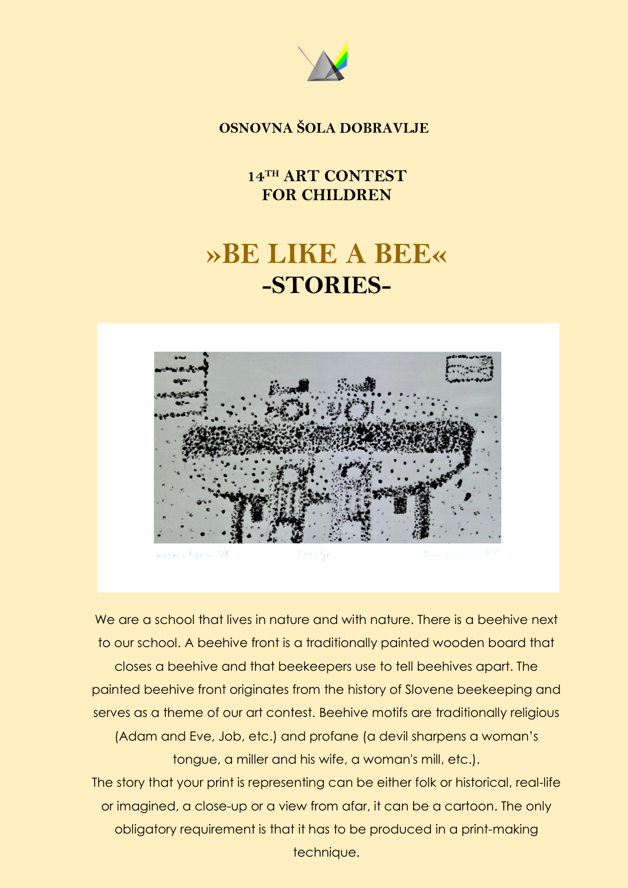**OSNOVNA ŠOLA DOBRAVLJE**

**14TH ART CONTEST FOR CHILDREN**

# »BE LIKE A BEE«

# -STORIES-

We are a school that lives in nature and with nature. There is a beehive next to our school. A beehive front is a traditionally painted wooden board that closes a beehive and that beekeepers use to tell beehives apart. The painted beehive front originates from the history of Slovene beekeeping and serves as a theme of our art contest. Beehive motifs are traditionally religious (Adam and Eve, Job, etc.) and profane (a devil sharpens a woman's tongue, a miller and his wife, a woman's mill, etc.).

The story that your print is representing can be either folk or historical, real-life or imagined, a close-up or a view from afar, it can be a cartoon. The only obligatory requirement is that it has to be produced in a print-making technique.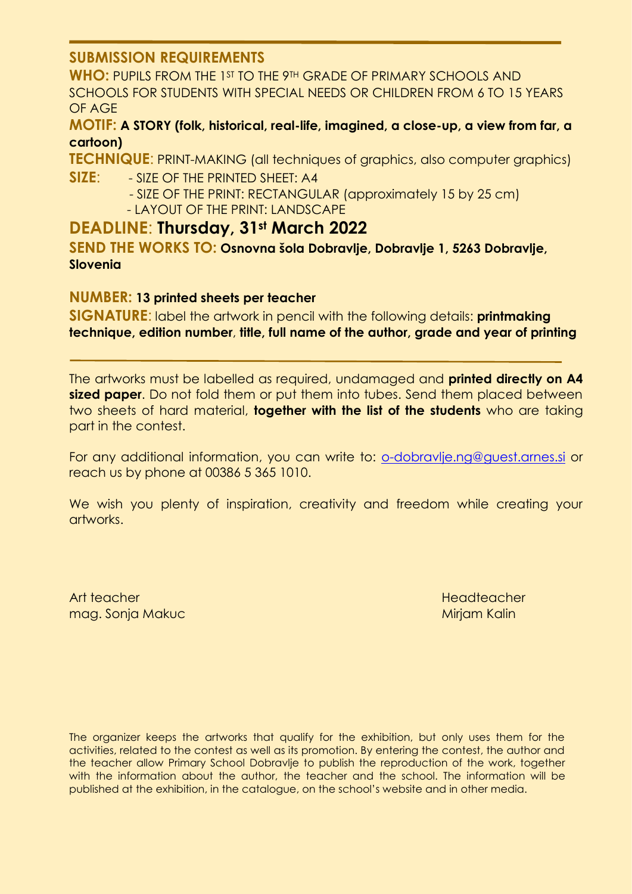## SUBMISSION REQUIREMENTS

**WHO:** PUPILS FROM THE 1ST TO THE 9TH GRADE OF PRIMARY SCHOOLS AND SCHOOLS FOR STUDENTS WITH SPECIAL NEEDS OR CHILDREN FROM 6 TO 15 YEARS OF AGE

**MOTIF:** **A STORY (folk, historical, real-life, imagined, a close-up, a view from far, a cartoon)**

**TECHNIQUE**: PRINT-MAKING (all techniques of graphics, also computer graphics)

**SIZE**:
- SIZE OF THE PRINTED SHEET: A4
- SIZE OF THE PRINT: RECTANGULAR (approximately 15 by 25 cm)
- LAYOUT OF THE PRINT: LANDSCAPE

## DEADLINE: Thursday, 31st March 2022

**SEND THE WORKS TO:** **Osnovna šola Dobravlje, Dobravlje 1, 5263 Dobravlje, Slovenia**

**NUMBER:** **13 printed sheets per teacher**

**SIGNATURE**: label the artwork in pencil with the following details: **printmaking technique, edition number**, **title, full name of the author, grade and year of printing**

---

The artworks must be labelled as required, undamaged and **printed directly on A4 sized paper**. Do not fold them or put them into tubes. Send them placed between two sheets of hard material, **together with the list of the students** who are taking part in the contest.

For any additional information, you can write to: o-dobravlje.ng@guest.arnes.si or reach us by phone at 00386 5 365 1010.

We wish you plenty of inspiration, creativity and freedom while creating your artworks.

Art teacher
mag. Sonja Makuc

Headteacher
Mirjam Kalin

The organizer keeps the artworks that qualify for the exhibition, but only uses them for the activities, related to the contest as well as its promotion. By entering the contest, the author and the teacher allow Primary School Dobravlje to publish the reproduction of the work, together with the information about the author, the teacher and the school. The information will be published at the exhibition, in the catalogue, on the school's website and in other media.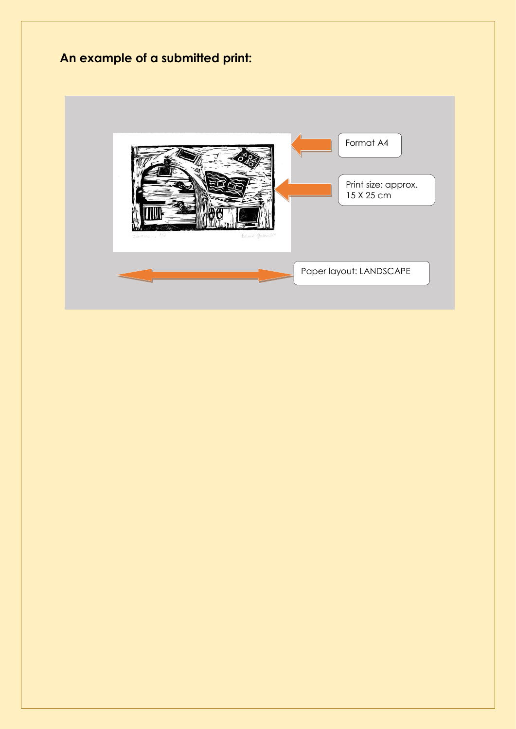**An example of a submitted print:**

Format A4

Print size: approx. 15 X 25 cm

Paper layout: LANDSCAPE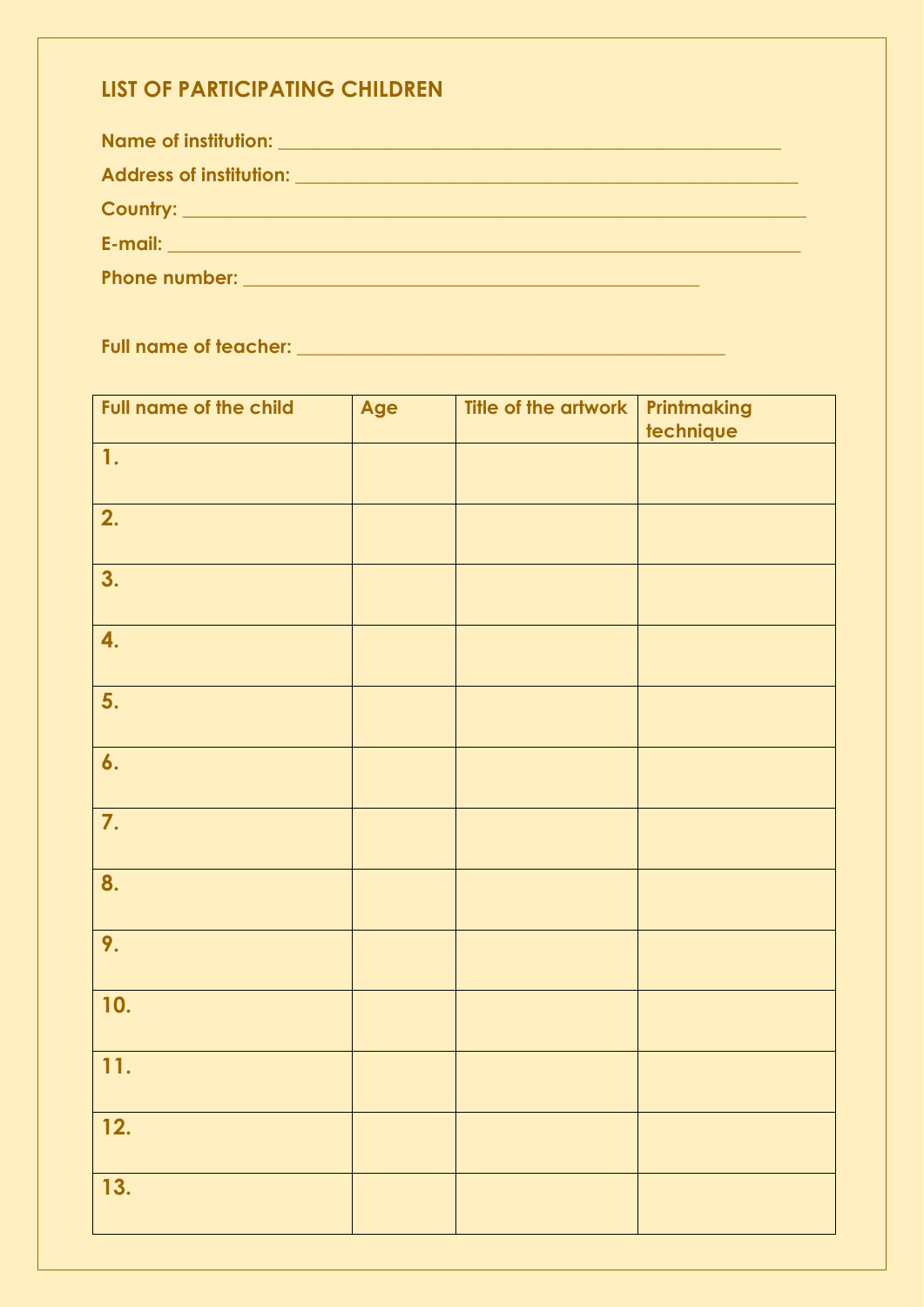## LIST OF PARTICIPATING CHILDREN

**Name of institution:** ____________________________________________________

**Address of institution:** ____________________________________________________

**Country:** ____________________________________________________

**E-mail:** ____________________________________________________

**Phone number:** ________________________________________________

**Full name of teacher:** ____________________________________________

| Full name of the child | Age | Title of the artwork | Printmaking technique |
|---|---|---|---|
| 1. | | | |
| 2. | | | |
| 3. | | | |
| 4. | | | |
| 5. | | | |
| 6. | | | |
| 7. | | | |
| 8. | | | |
| 9. | | | |
| 10. | | | |
| 11. | | | |
| 12. | | | |
| 13. | | | |